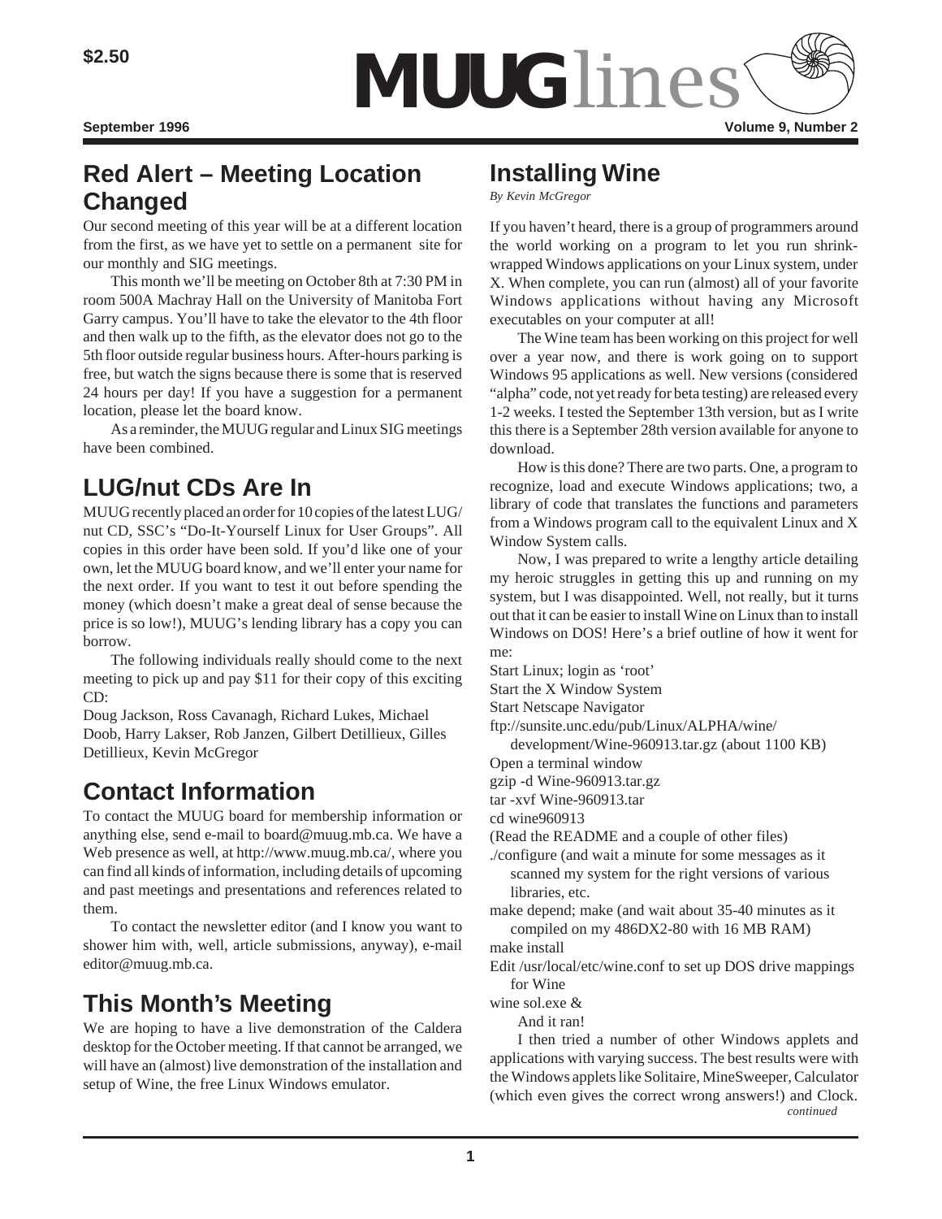$2.50

# MUUGlines

September 1996 Volume 9, Number 2

## Red Alert – Meeting Location Changed

Our second meeting of this year will be at a different location from the first, as we have yet to settle on a permanent site for our monthly and SIG meetings.

This month we'll be meeting on October 8th at 7:30 PM in room 500A Machray Hall on the University of Manitoba Fort Garry campus. You'll have to take the elevator to the 4th floor and then walk up to the fifth, as the elevator does not go to the 5th floor outside regular business hours. After-hours parking is free, but watch the signs because there is some that is reserved 24 hours per day! If you have a suggestion for a permanent location, please let the board know.

As a reminder, the MUUG regular and Linux SIG meetings have been combined.

## LUG/nut CDs Are In

MUUG recently placed an order for 10 copies of the latest LUG/nut CD, SSC's "Do-It-Yourself Linux for User Groups". All copies in this order have been sold. If you'd like one of your own, let the MUUG board know, and we'll enter your name for the next order. If you want to test it out before spending the money (which doesn't make a great deal of sense because the price is so low!), MUUG's lending library has a copy you can borrow.

The following individuals really should come to the next meeting to pick up and pay $11 for their copy of this exciting CD:

Doug Jackson, Ross Cavanagh, Richard Lukes, Michael Doob, Harry Lakser, Rob Janzen, Gilbert Detillieux, Gilles Detillieux, Kevin McGregor

## Contact Information

To contact the MUUG board for membership information or anything else, send e-mail to board@muug.mb.ca. We have a Web presence as well, at http://www.muug.mb.ca/, where you can find all kinds of information, including details of upcoming and past meetings and presentations and references related to them.

To contact the newsletter editor (and I know you want to shower him with, well, article submissions, anyway), e-mail editor@muug.mb.ca.

## This Month's Meeting

We are hoping to have a live demonstration of the Caldera desktop for the October meeting. If that cannot be arranged, we will have an (almost) live demonstration of the installation and setup of Wine, the free Linux Windows emulator.

## Installing Wine

*By Kevin McGregor*

If you haven't heard, there is a group of programmers around the world working on a program to let you run shrink-wrapped Windows applications on your Linux system, under X. When complete, you can run (almost) all of your favorite Windows applications without having any Microsoft executables on your computer at all!

The Wine team has been working on this project for well over a year now, and there is work going on to support Windows 95 applications as well. New versions (considered "alpha" code, not yet ready for beta testing) are released every 1-2 weeks. I tested the September 13th version, but as I write this there is a September 28th version available for anyone to download.

How is this done? There are two parts. One, a program to recognize, load and execute Windows applications; two, a library of code that translates the functions and parameters from a Windows program call to the equivalent Linux and X Window System calls.

Now, I was prepared to write a lengthy article detailing my heroic struggles in getting this up and running on my system, but I was disappointed. Well, not really, but it turns out that it can be easier to install Wine on Linux than to install Windows on DOS! Here's a brief outline of how it went for me:

Start Linux; login as 'root'
Start the X Window System
Start Netscape Navigator
ftp://sunsite.unc.edu/pub/Linux/ALPHA/wine/development/Wine-960913.tar.gz (about 1100 KB)
Open a terminal window
gzip -d Wine-960913.tar.gz
tar -xvf Wine-960913.tar
cd wine960913
(Read the README and a couple of other files)
./configure (and wait a minute for some messages as it scanned my system for the right versions of various libraries, etc.
make depend; make (and wait about 35-40 minutes as it compiled on my 486DX2-80 with 16 MB RAM)
make install
Edit /usr/local/etc/wine.conf to set up DOS drive mappings for Wine
wine sol.exe &

And it ran!

I then tried a number of other Windows applets and applications with varying success. The best results were with the Windows applets like Solitaire, MineSweeper, Calculator (which even gives the correct wrong answers!) and Clock.

*continued*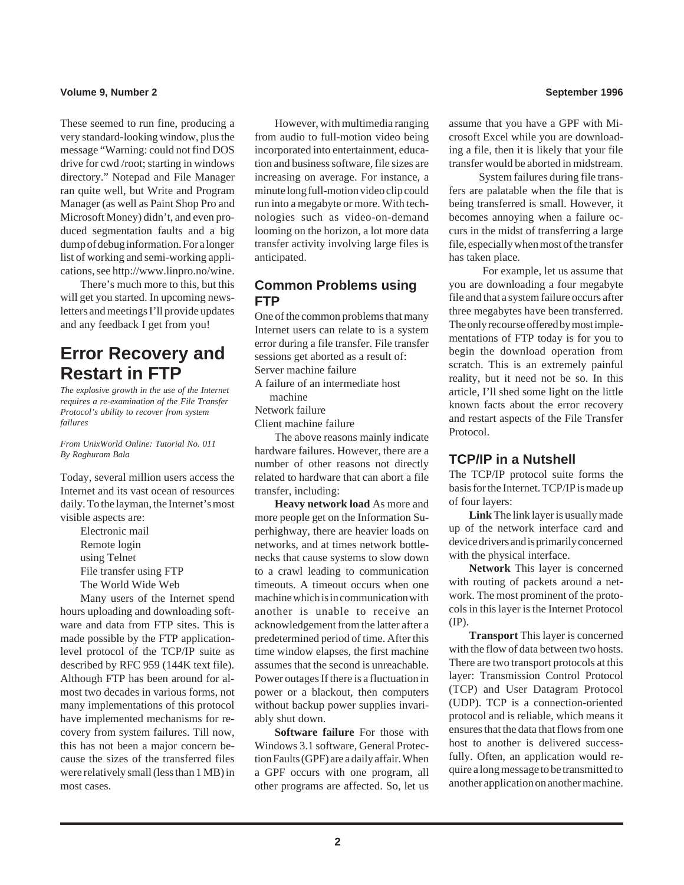These seemed to run fine, producing a very standard-looking window, plus the message "Warning: could not find DOS drive for cwd /root; starting in windows directory." Notepad and File Manager ran quite well, but Write and Program Manager (as well as Paint Shop Pro and Microsoft Money) didn't, and even produced segmentation faults and a big dump of debug information. For a longer list of working and semi-working applications, see http://www.linpro.no/wine.

There's much more to this, but this will get you started. In upcoming newsletters and meetings I'll provide updates and any feedback I get from you!

# Error Recovery and Restart in FTP

*The explosive growth in the use of the Internet requires a re-examination of the File Transfer Protocol's ability to recover from system failures*

*From UnixWorld Online: Tutorial No. 011*
*By Raghuram Bala*

Today, several million users access the Internet and its vast ocean of resources daily. To the layman, the Internet's most visible aspects are:

- Electronic mail
- Remote login using Telnet
- File transfer using FTP
- The World Wide Web

Many users of the Internet spend hours uploading and downloading software and data from FTP sites. This is made possible by the FTP application-level protocol of the TCP/IP suite as described by RFC 959 (144K text file). Although FTP has been around for almost two decades in various forms, not many implementations of this protocol have implemented mechanisms for recovery from system failures. Till now, this has not been a major concern because the sizes of the transferred files were relatively small (less than 1 MB) in most cases.

However, with multimedia ranging from audio to full-motion video being incorporated into entertainment, education and business software, file sizes are increasing on average. For instance, a minute long full-motion video clip could run into a megabyte or more. With technologies such as video-on-demand looming on the horizon, a lot more data transfer activity involving large files is anticipated.

## Common Problems using FTP

One of the common problems that many Internet users can relate to is a system error during a file transfer. File transfer sessions get aborted as a result of:

- Server machine failure
- A failure of an intermediate host machine
- Network failure
- Client machine failure

The above reasons mainly indicate hardware failures. However, there are a number of other reasons not directly related to hardware that can abort a file transfer, including:

**Heavy network load** As more and more people get on the Information Superhighway, there are heavier loads on networks, and at times network bottlenecks that cause systems to slow down to a crawl leading to communication timeouts. A timeout occurs when one machine which is in communication with another is unable to receive an acknowledgement from the latter after a predetermined period of time. After this time window elapses, the first machine assumes that the second is unreachable. Power outages If there is a fluctuation in power or a blackout, then computers without backup power supplies invariably shut down.

**Software failure** For those with Windows 3.1 software, General Protection Faults (GPF) are a daily affair. When a GPF occurs with one program, all other programs are affected. So, let us assume that you have a GPF with Microsoft Excel while you are downloading a file, then it is likely that your file transfer would be aborted in midstream.

System failures during file transfers are palatable when the file that is being transferred is small. However, it becomes annoying when a failure occurs in the midst of transferring a large file, especially when most of the transfer has taken place.

For example, let us assume that you are downloading a four megabyte file and that a system failure occurs after three megabytes have been transferred. The only recourse offered by most implementations of FTP today is for you to begin the download operation from scratch. This is an extremely painful reality, but it need not be so. In this article, I'll shed some light on the little known facts about the error recovery and restart aspects of the File Transfer Protocol.

## TCP/IP in a Nutshell

The TCP/IP protocol suite forms the basis for the Internet. TCP/IP is made up of four layers:

**Link** The link layer is usually made up of the network interface card and device drivers and is primarily concerned with the physical interface.

**Network** This layer is concerned with routing of packets around a network. The most prominent of the protocols in this layer is the Internet Protocol (IP).

**Transport** This layer is concerned with the flow of data between two hosts. There are two transport protocols at this layer: Transmission Control Protocol (TCP) and User Datagram Protocol (UDP). TCP is a connection-oriented protocol and is reliable, which means it ensures that the data that flows from one host to another is delivered successfully. Often, an application would require a long message to be transmitted to another application on another machine.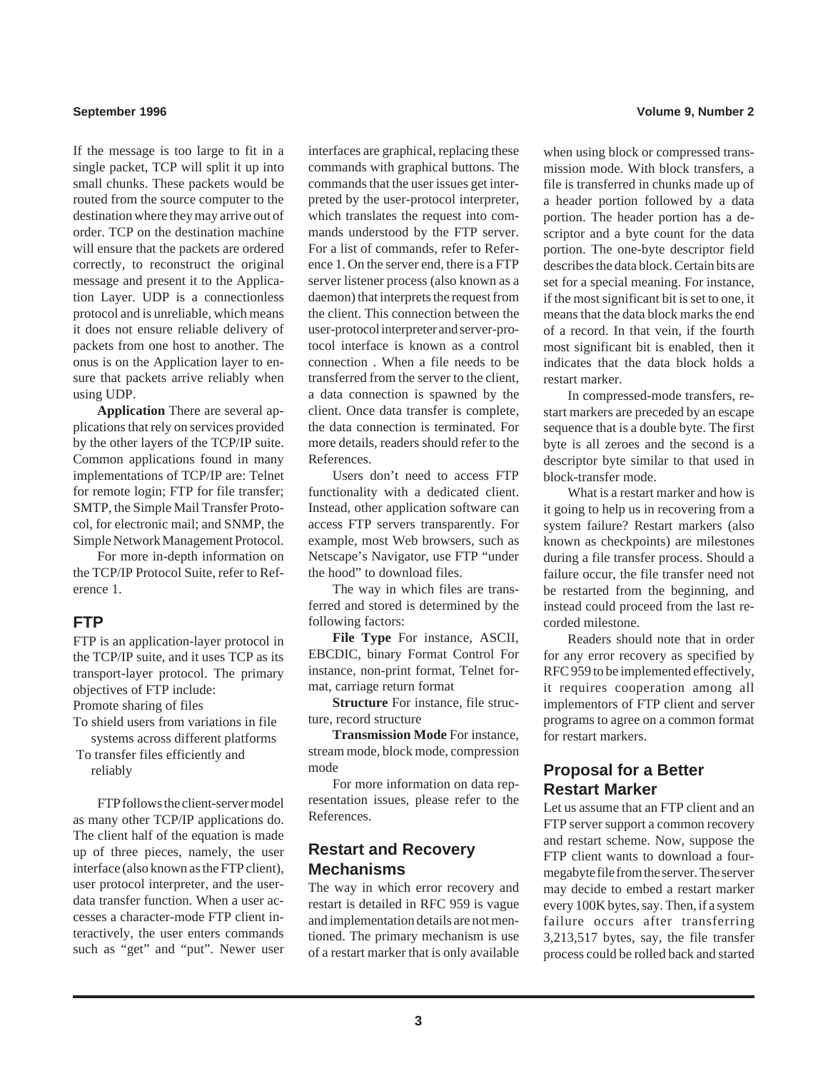If the message is too large to fit in a single packet, TCP will split it up into small chunks. These packets would be routed from the source computer to the destination where they may arrive out of order. TCP on the destination machine will ensure that the packets are ordered correctly, to reconstruct the original message and present it to the Application Layer. UDP is a connectionless protocol and is unreliable, which means it does not ensure reliable delivery of packets from one host to another. The onus is on the Application layer to ensure that packets arrive reliably when using UDP.

**Application** There are several applications that rely on services provided by the other layers of the TCP/IP suite. Common applications found in many implementations of TCP/IP are: Telnet for remote login; FTP for file transfer; SMTP, the Simple Mail Transfer Protocol, for electronic mail; and SNMP, the Simple Network Management Protocol.

For more in-depth information on the TCP/IP Protocol Suite, refer to Reference 1.

## FTP

FTP is an application-layer protocol in the TCP/IP suite, and it uses TCP as its transport-layer protocol. The primary objectives of FTP include:

Promote sharing of files

To shield users from variations in file systems across different platforms

To transfer files efficiently and reliably

FTP follows the client-server model as many other TCP/IP applications do. The client half of the equation is made up of three pieces, namely, the user interface (also known as the FTP client), user protocol interpreter, and the user-data transfer function. When a user accesses a character-mode FTP client interactively, the user enters commands such as "get" and "put". Newer user interfaces are graphical, replacing these commands with graphical buttons. The commands that the user issues get interpreted by the user-protocol interpreter, which translates the request into commands understood by the FTP server. For a list of commands, refer to Reference 1. On the server end, there is a FTP server listener process (also known as a daemon) that interprets the request from the client. This connection between the user-protocol interpreter and server-protocol interface is known as a control connection . When a file needs to be transferred from the server to the client, a data connection is spawned by the client. Once data transfer is complete, the data connection is terminated. For more details, readers should refer to the References.

Users don't need to access FTP functionality with a dedicated client. Instead, other application software can access FTP servers transparently. For example, most Web browsers, such as Netscape's Navigator, use FTP "under the hood" to download files.

The way in which files are transferred and stored is determined by the following factors:

**File Type** For instance, ASCII, EBCDIC, binary Format Control For instance, non-print format, Telnet format, carriage return format

**Structure** For instance, file structure, record structure

**Transmission Mode** For instance, stream mode, block mode, compression mode

For more information on data representation issues, please refer to the References.

## Restart and Recovery Mechanisms

The way in which error recovery and restart is detailed in RFC 959 is vague and implementation details are not mentioned. The primary mechanism is use of a restart marker that is only available when using block or compressed transmission mode. With block transfers, a file is transferred in chunks made up of a header portion followed by a data portion. The header portion has a descriptor and a byte count for the data portion. The one-byte descriptor field describes the data block. Certain bits are set for a special meaning. For instance, if the most significant bit is set to one, it means that the data block marks the end of a record. In that vein, if the fourth most significant bit is enabled, then it indicates that the data block holds a restart marker.

In compressed-mode transfers, restart markers are preceded by an escape sequence that is a double byte. The first byte is all zeroes and the second is a descriptor byte similar to that used in block-transfer mode.

What is a restart marker and how is it going to help us in recovering from a system failure? Restart markers (also known as checkpoints) are milestones during a file transfer process. Should a failure occur, the file transfer need not be restarted from the beginning, and instead could proceed from the last recorded milestone.

Readers should note that in order for any error recovery as specified by RFC 959 to be implemented effectively, it requires cooperation among all implementors of FTP client and server programs to agree on a common format for restart markers.

## Proposal for a Better Restart Marker

Let us assume that an FTP client and an FTP server support a common recovery and restart scheme. Now, suppose the FTP client wants to download a four-megabyte file from the server. The server may decide to embed a restart marker every 100K bytes, say. Then, if a system failure occurs after transferring 3,213,517 bytes, say, the file transfer process could be rolled back and started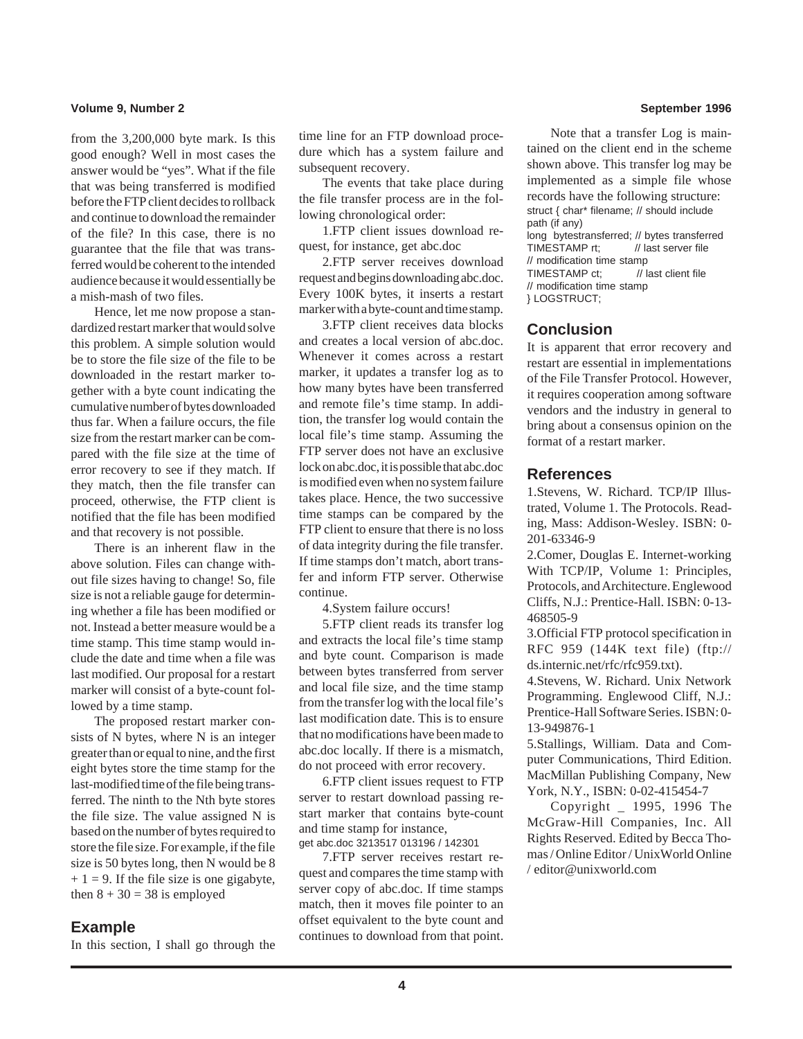from the 3,200,000 byte mark. Is this good enough? Well in most cases the answer would be "yes". What if the file that was being transferred is modified before the FTP client decides to rollback and continue to download the remainder of the file? In this case, there is no guarantee that the file that was transferred would be coherent to the intended audience because it would essentially be a mish-mash of two files.

Hence, let me now propose a standardized restart marker that would solve this problem. A simple solution would be to store the file size of the file to be downloaded in the restart marker together with a byte count indicating the cumulative number of bytes downloaded thus far. When a failure occurs, the file size from the restart marker can be compared with the file size at the time of error recovery to see if they match. If they match, then the file transfer can proceed, otherwise, the FTP client is notified that the file has been modified and that recovery is not possible.

There is an inherent flaw in the above solution. Files can change without file sizes having to change! So, file size is not a reliable gauge for determining whether a file has been modified or not. Instead a better measure would be a time stamp. This time stamp would include the date and time when a file was last modified. Our proposal for a restart marker will consist of a byte-count followed by a time stamp.

The proposed restart marker consists of N bytes, where N is an integer greater than or equal to nine, and the first eight bytes store the time stamp for the last-modified time of the file being transferred. The ninth to the Nth byte stores the file size. The value assigned N is based on the number of bytes required to store the file size. For example, if the file size is 50 bytes long, then N would be 8 + 1 = 9. If the file size is one gigabyte, then 8 + 30 = 38 is employed

## Example

In this section, I shall go through the time line for an FTP download procedure which has a system failure and subsequent recovery.

The events that take place during the file transfer process are in the following chronological order:

1.FTP client issues download request, for instance, get abc.doc

2.FTP server receives download request and begins downloading abc.doc. Every 100K bytes, it inserts a restart marker with a byte-count and time stamp.

3.FTP client receives data blocks and creates a local version of abc.doc. Whenever it comes across a restart marker, it updates a transfer log as to how many bytes have been transferred and remote file's time stamp. In addition, the transfer log would contain the local file's time stamp. Assuming the FTP server does not have an exclusive lock on abc.doc, it is possible that abc.doc is modified even when no system failure takes place. Hence, the two successive time stamps can be compared by the FTP client to ensure that there is no loss of data integrity during the file transfer. If time stamps don't match, abort transfer and inform FTP server. Otherwise continue.

4.System failure occurs!

5.FTP client reads its transfer log and extracts the local file's time stamp and byte count. Comparison is made between bytes transferred from server and local file size, and the time stamp from the transfer log with the local file's last modification date. This is to ensure that no modifications have been made to abc.doc locally. If there is a mismatch, do not proceed with error recovery.

6.FTP client issues request to FTP server to restart download passing restart marker that contains byte-count and time stamp for instance,

```
get abc.doc 3213517 013196 / 142301
```

7.FTP server receives restart request and compares the time stamp with server copy of abc.doc. If time stamps match, then it moves file pointer to an offset equivalent to the byte count and continues to download from that point.

Note that a transfer Log is maintained on the client end in the scheme shown above. This transfer log may be implemented as a simple file whose records have the following structure:

```
struct { char* filename; // should include
path (if any)
long  bytestransferred; // bytes transferred
TIMESTAMP rt;          // last server file
// modification time stamp
TIMESTAMP ct;          // last client file
// modification time stamp
} LOGSTRUCT;
```

## Conclusion

It is apparent that error recovery and restart are essential in implementations of the File Transfer Protocol. However, it requires cooperation among software vendors and the industry in general to bring about a consensus opinion on the format of a restart marker.

## References

1.Stevens, W. Richard. TCP/IP Illustrated, Volume 1. The Protocols. Reading, Mass: Addison-Wesley. ISBN: 0-201-63346-9

2.Comer, Douglas E. Internet-working With TCP/IP, Volume 1: Principles, Protocols, and Architecture. Englewood Cliffs, N.J.: Prentice-Hall. ISBN: 0-13-468505-9

3.Official FTP protocol specification in RFC 959 (144K text file) (ftp://ds.internic.net/rfc/rfc959.txt).

4.Stevens, W. Richard. Unix Network Programming. Englewood Cliff, N.J.: Prentice-Hall Software Series. ISBN: 0-13-949876-1

5.Stallings, William. Data and Computer Communications, Third Edition. MacMillan Publishing Company, New York, N.Y., ISBN: 0-02-415454-7

Copyright _ 1995, 1996 The McGraw-Hill Companies, Inc. All Rights Reserved. Edited by Becca Thomas / Online Editor / UnixWorld Online / editor@unixworld.com